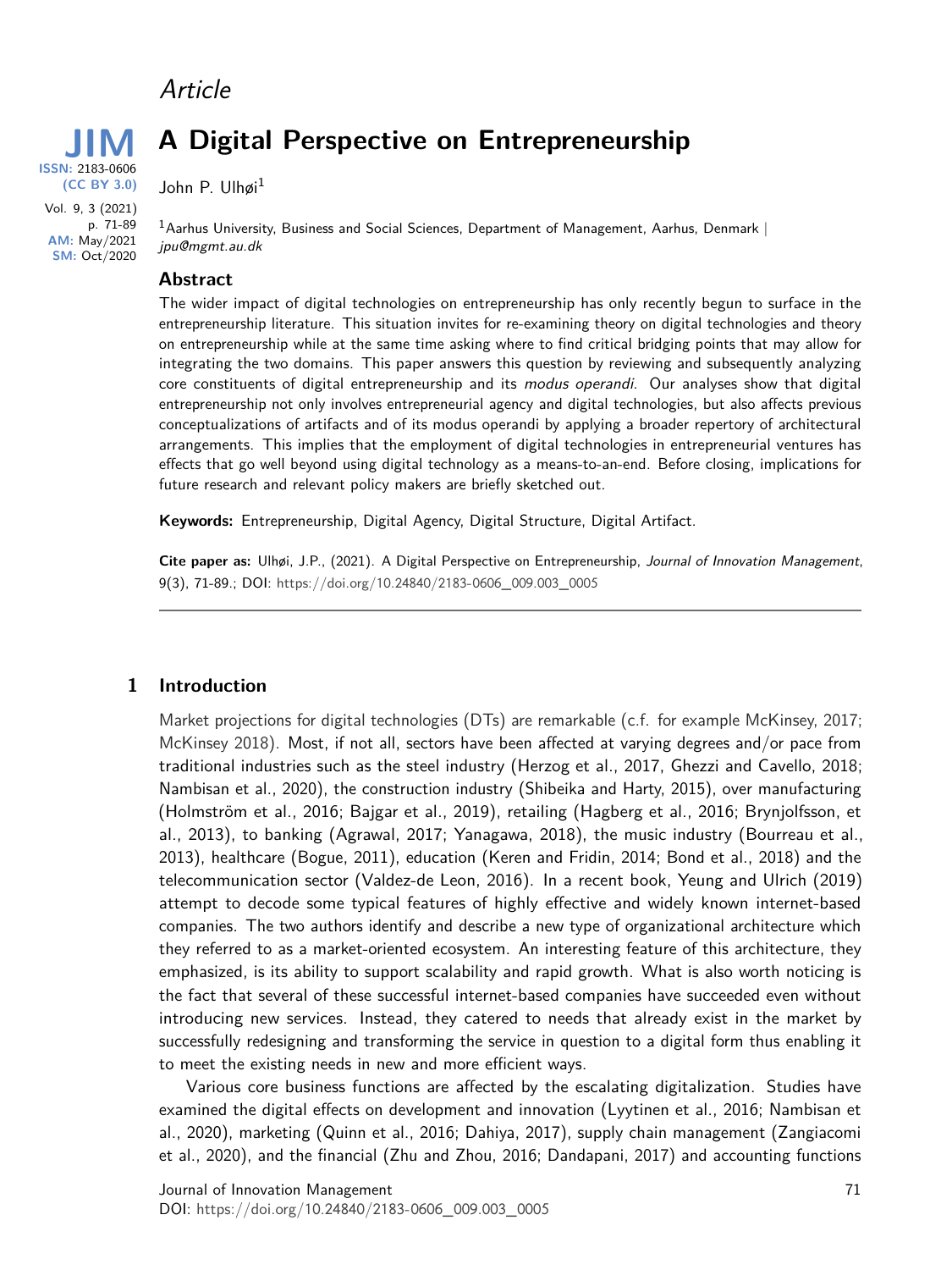Article

# A Digital Perspective on Entrepreneurship

**JIM**
**ISSN:** 2183-0606
**(CC BY 3.0)**
Vol. 9, 3 (2021)
p. 71-89
**AM:** May/2021
**SM:** Oct/2020

John P. Ulhøi[1]

[1]Aarhus University, Business and Social Sciences, Department of Management, Aarhus, Denmark | *jpu@mgmt.au.dk*

## Abstract

The wider impact of digital technologies on entrepreneurship has only recently begun to surface in the entrepreneurship literature. This situation invites for re-examining theory on digital technologies and theory on entrepreneurship while at the same time asking where to find critical bridging points that may allow for integrating the two domains. This paper answers this question by reviewing and subsequently analyzing core constituents of digital entrepreneurship and its *modus operandi*. Our analyses show that digital entrepreneurship not only involves entrepreneurial agency and digital technologies, but also affects previous conceptualizations of artifacts and of its modus operandi by applying a broader repertory of architectural arrangements. This implies that the employment of digital technologies in entrepreneurial ventures has effects that go well beyond using digital technology as a means-to-an-end. Before closing, implications for future research and relevant policy makers are briefly sketched out.

**Keywords:** Entrepreneurship, Digital Agency, Digital Structure, Digital Artifact.

**Cite paper as:** Ulhøi, J.P., (2021). A Digital Perspective on Entrepreneurship, *Journal of Innovation Management*, 9(3), 71-89.; DOI: https://doi.org/10.24840/2183-0606_009.003_0005

## 1 Introduction

Market projections for digital technologies (DTs) are remarkable (c.f. for example McKinsey, 2017; McKinsey 2018). Most, if not all, sectors have been affected at varying degrees and/or pace from traditional industries such as the steel industry (Herzog et al., 2017, Ghezzi and Cavello, 2018; Nambisan et al., 2020), the construction industry (Shibeika and Harty, 2015), over manufacturing (Holmström et al., 2016; Bajgar et al., 2019), retailing (Hagberg et al., 2016; Brynjolfsson, et al., 2013), to banking (Agrawal, 2017; Yanagawa, 2018), the music industry (Bourreau et al., 2013), healthcare (Bogue, 2011), education (Keren and Fridin, 2014; Bond et al., 2018) and the telecommunication sector (Valdez-de Leon, 2016). In a recent book, Yeung and Ulrich (2019) attempt to decode some typical features of highly effective and widely known internet-based companies. The two authors identify and describe a new type of organizational architecture which they referred to as a market-oriented ecosystem. An interesting feature of this architecture, they emphasized, is its ability to support scalability and rapid growth. What is also worth noticing is the fact that several of these successful internet-based companies have succeeded even without introducing new services. Instead, they catered to needs that already exist in the market by successfully redesigning and transforming the service in question to a digital form thus enabling it to meet the existing needs in new and more efficient ways.

Various core business functions are affected by the escalating digitalization. Studies have examined the digital effects on development and innovation (Lyytinen et al., 2016; Nambisan et al., 2020), marketing (Quinn et al., 2016; Dahiya, 2017), supply chain management (Zangiacomi et al., 2020), and the financial (Zhu and Zhou, 2016; Dandapani, 2017) and accounting functions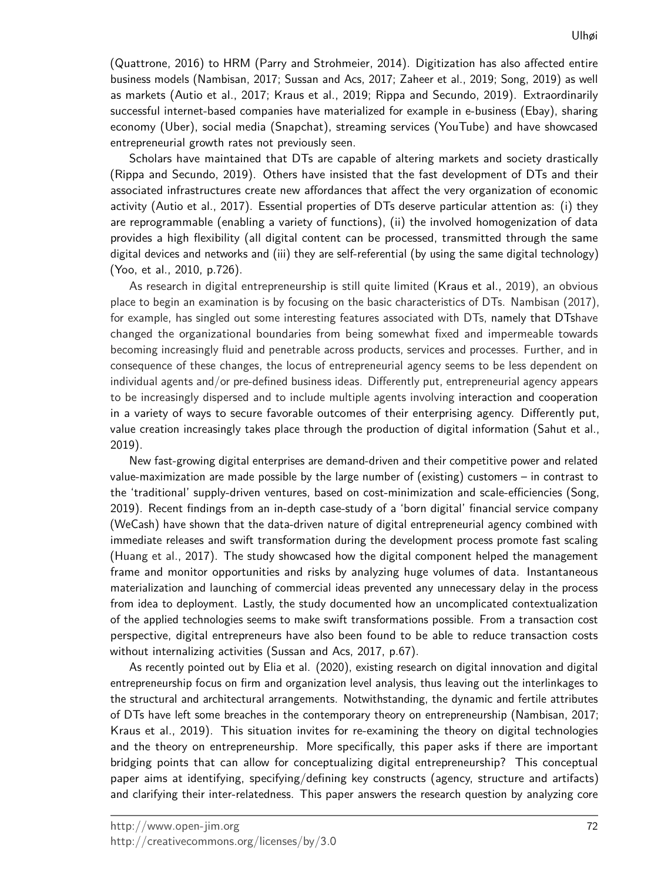(Quattrone, 2016) to HRM (Parry and Strohmeier, 2014). Digitization has also affected entire business models (Nambisan, 2017; Sussan and Acs, 2017; Zaheer et al., 2019; Song, 2019) as well as markets (Autio et al., 2017; Kraus et al., 2019; Rippa and Secundo, 2019). Extraordinarily successful internet-based companies have materialized for example in e-business (Ebay), sharing economy (Uber), social media (Snapchat), streaming services (YouTube) and have showcased entrepreneurial growth rates not previously seen.

Scholars have maintained that DTs are capable of altering markets and society drastically (Rippa and Secundo, 2019). Others have insisted that the fast development of DTs and their associated infrastructures create new affordances that affect the very organization of economic activity (Autio et al., 2017). Essential properties of DTs deserve particular attention as: (i) they are reprogrammable (enabling a variety of functions), (ii) the involved homogenization of data provides a high flexibility (all digital content can be processed, transmitted through the same digital devices and networks and (iii) they are self-referential (by using the same digital technology) (Yoo, et al., 2010, p.726).

As research in digital entrepreneurship is still quite limited (Kraus et al., 2019), an obvious place to begin an examination is by focusing on the basic characteristics of DTs. Nambisan (2017), for example, has singled out some interesting features associated with DTs, namely that DTshave changed the organizational boundaries from being somewhat fixed and impermeable towards becoming increasingly fluid and penetrable across products, services and processes. Further, and in consequence of these changes, the locus of entrepreneurial agency seems to be less dependent on individual agents and/or pre-defined business ideas. Differently put, entrepreneurial agency appears to be increasingly dispersed and to include multiple agents involving interaction and cooperation in a variety of ways to secure favorable outcomes of their enterprising agency. Differently put, value creation increasingly takes place through the production of digital information (Sahut et al., 2019).

New fast-growing digital enterprises are demand-driven and their competitive power and related value-maximization are made possible by the large number of (existing) customers – in contrast to the 'traditional' supply-driven ventures, based on cost-minimization and scale-efficiencies (Song, 2019). Recent findings from an in-depth case-study of a 'born digital' financial service company (WeCash) have shown that the data-driven nature of digital entrepreneurial agency combined with immediate releases and swift transformation during the development process promote fast scaling (Huang et al., 2017). The study showcased how the digital component helped the management frame and monitor opportunities and risks by analyzing huge volumes of data. Instantaneous materialization and launching of commercial ideas prevented any unnecessary delay in the process from idea to deployment. Lastly, the study documented how an uncomplicated contextualization of the applied technologies seems to make swift transformations possible. From a transaction cost perspective, digital entrepreneurs have also been found to be able to reduce transaction costs without internalizing activities (Sussan and Acs, 2017, p.67).

As recently pointed out by Elia et al. (2020), existing research on digital innovation and digital entrepreneurship focus on firm and organization level analysis, thus leaving out the interlinkages to the structural and architectural arrangements. Notwithstanding, the dynamic and fertile attributes of DTs have left some breaches in the contemporary theory on entrepreneurship (Nambisan, 2017; Kraus et al., 2019). This situation invites for re-examining the theory on digital technologies and the theory on entrepreneurship. More specifically, this paper asks if there are important bridging points that can allow for conceptualizing digital entrepreneurship? This conceptual paper aims at identifying, specifying/defining key constructs (agency, structure and artifacts) and clarifying their inter-relatedness. This paper answers the research question by analyzing core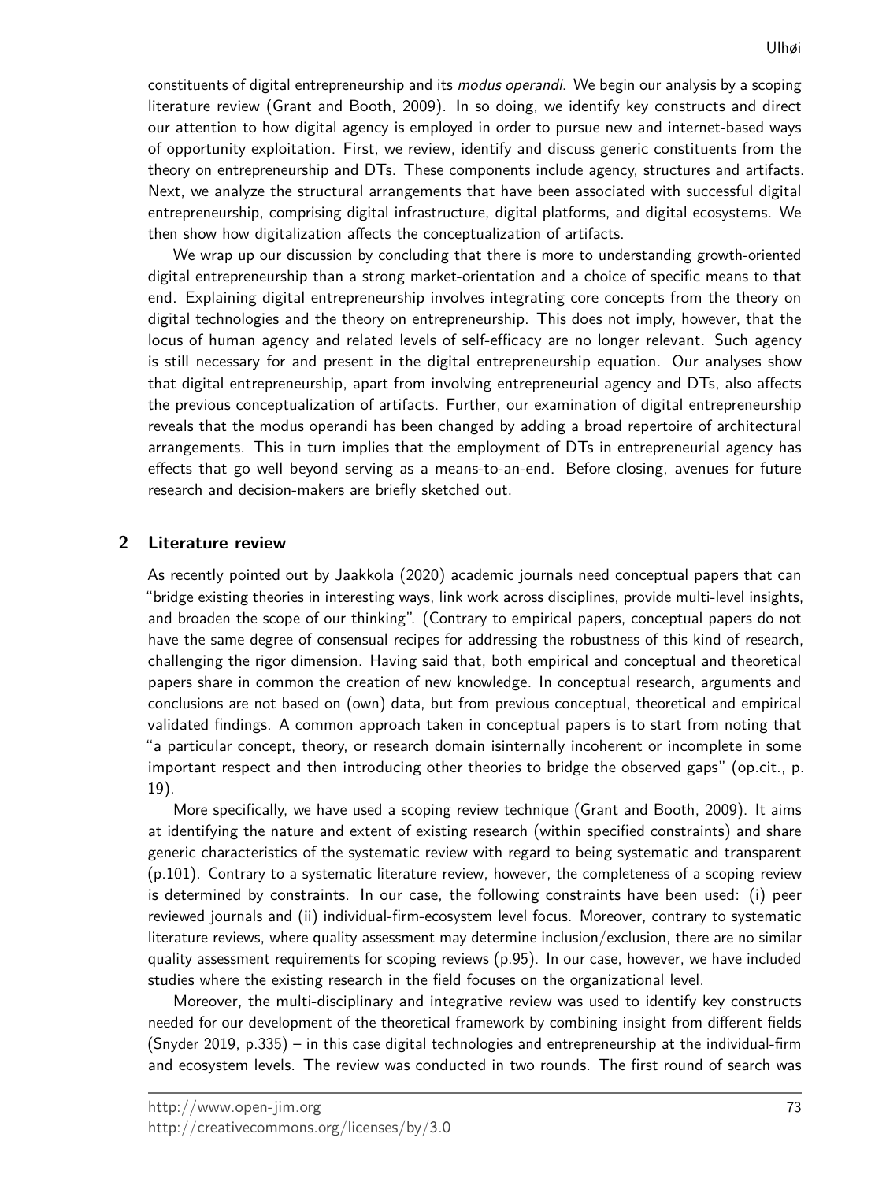constituents of digital entrepreneurship and its *modus operandi*. We begin our analysis by a scoping literature review (Grant and Booth, 2009). In so doing, we identify key constructs and direct our attention to how digital agency is employed in order to pursue new and internet-based ways of opportunity exploitation. First, we review, identify and discuss generic constituents from the theory on entrepreneurship and DTs. These components include agency, structures and artifacts. Next, we analyze the structural arrangements that have been associated with successful digital entrepreneurship, comprising digital infrastructure, digital platforms, and digital ecosystems. We then show how digitalization affects the conceptualization of artifacts.

We wrap up our discussion by concluding that there is more to understanding growth-oriented digital entrepreneurship than a strong market-orientation and a choice of specific means to that end. Explaining digital entrepreneurship involves integrating core concepts from the theory on digital technologies and the theory on entrepreneurship. This does not imply, however, that the locus of human agency and related levels of self-efficacy are no longer relevant. Such agency is still necessary for and present in the digital entrepreneurship equation. Our analyses show that digital entrepreneurship, apart from involving entrepreneurial agency and DTs, also affects the previous conceptualization of artifacts. Further, our examination of digital entrepreneurship reveals that the modus operandi has been changed by adding a broad repertoire of architectural arrangements. This in turn implies that the employment of DTs in entrepreneurial agency has effects that go well beyond serving as a means-to-an-end. Before closing, avenues for future research and decision-makers are briefly sketched out.

## 2 Literature review

As recently pointed out by Jaakkola (2020) academic journals need conceptual papers that can "bridge existing theories in interesting ways, link work across disciplines, provide multi-level insights, and broaden the scope of our thinking". (Contrary to empirical papers, conceptual papers do not have the same degree of consensual recipes for addressing the robustness of this kind of research, challenging the rigor dimension. Having said that, both empirical and conceptual and theoretical papers share in common the creation of new knowledge. In conceptual research, arguments and conclusions are not based on (own) data, but from previous conceptual, theoretical and empirical validated findings. A common approach taken in conceptual papers is to start from noting that "a particular concept, theory, or research domain isinternally incoherent or incomplete in some important respect and then introducing other theories to bridge the observed gaps" (op.cit., p. 19).

More specifically, we have used a scoping review technique (Grant and Booth, 2009). It aims at identifying the nature and extent of existing research (within specified constraints) and share generic characteristics of the systematic review with regard to being systematic and transparent (p.101). Contrary to a systematic literature review, however, the completeness of a scoping review is determined by constraints. In our case, the following constraints have been used: (i) peer reviewed journals and (ii) individual-firm-ecosystem level focus. Moreover, contrary to systematic literature reviews, where quality assessment may determine inclusion/exclusion, there are no similar quality assessment requirements for scoping reviews (p.95). In our case, however, we have included studies where the existing research in the field focuses on the organizational level.

Moreover, the multi-disciplinary and integrative review was used to identify key constructs needed for our development of the theoretical framework by combining insight from different fields (Snyder 2019, p.335) – in this case digital technologies and entrepreneurship at the individual-firm and ecosystem levels. The review was conducted in two rounds. The first round of search was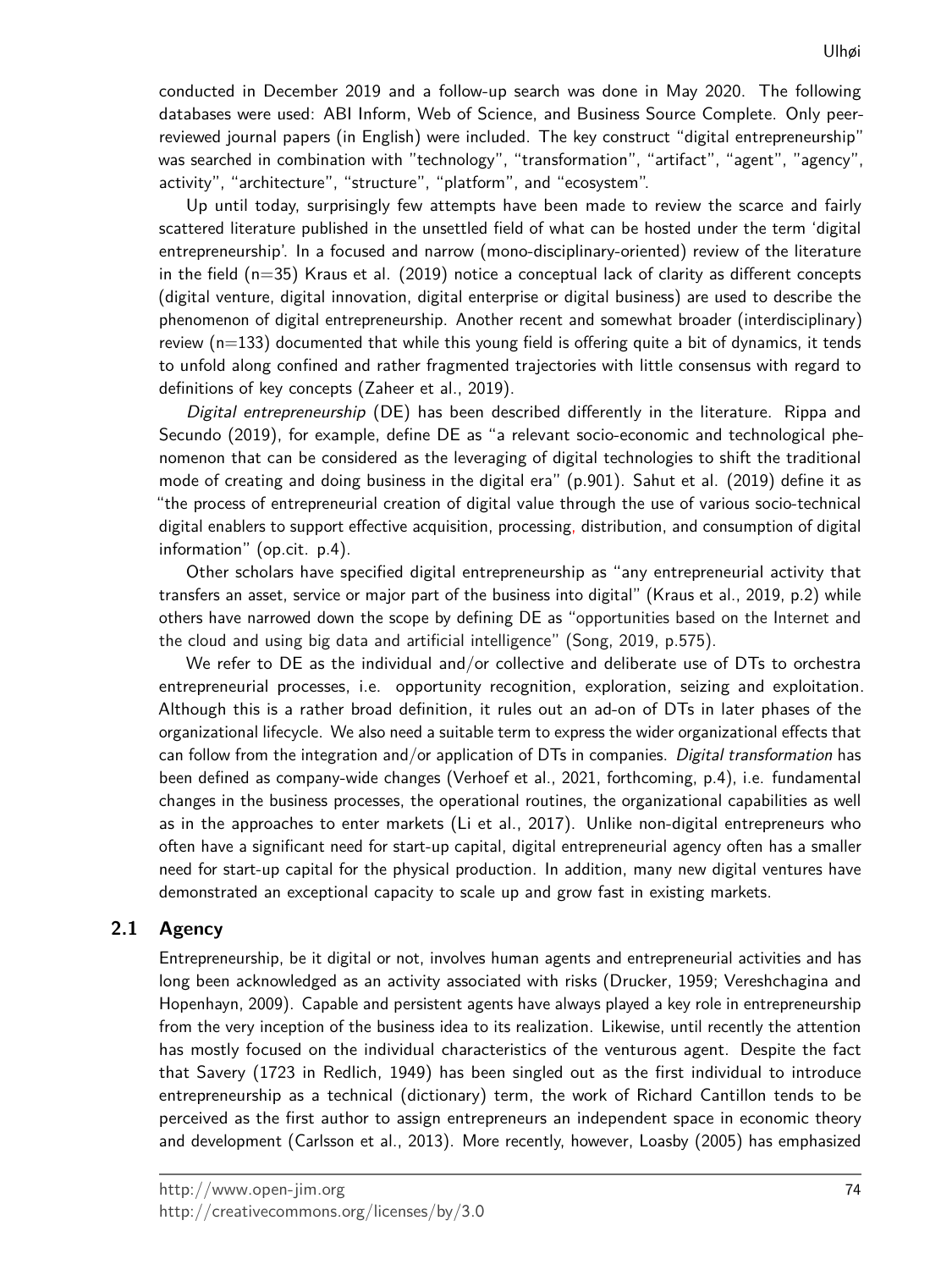conducted in December 2019 and a follow-up search was done in May 2020. The following databases were used: ABI Inform, Web of Science, and Business Source Complete. Only peer-reviewed journal papers (in English) were included. The key construct "digital entrepreneurship" was searched in combination with "technology", "transformation", "artifact", "agent", "agency", activity", "architecture", "structure", "platform", and "ecosystem".

Up until today, surprisingly few attempts have been made to review the scarce and fairly scattered literature published in the unsettled field of what can be hosted under the term 'digital entrepreneurship'. In a focused and narrow (mono-disciplinary-oriented) review of the literature in the field (n=35) Kraus et al. (2019) notice a conceptual lack of clarity as different concepts (digital venture, digital innovation, digital enterprise or digital business) are used to describe the phenomenon of digital entrepreneurship. Another recent and somewhat broader (interdisciplinary) review (n=133) documented that while this young field is offering quite a bit of dynamics, it tends to unfold along confined and rather fragmented trajectories with little consensus with regard to definitions of key concepts (Zaheer et al., 2019).

*Digital entrepreneurship* (DE) has been described differently in the literature. Rippa and Secundo (2019), for example, define DE as "a relevant socio-economic and technological phenomenon that can be considered as the leveraging of digital technologies to shift the traditional mode of creating and doing business in the digital era" (p.901). Sahut et al. (2019) define it as "the process of entrepreneurial creation of digital value through the use of various socio-technical digital enablers to support effective acquisition, processing, distribution, and consumption of digital information" (op.cit. p.4).

Other scholars have specified digital entrepreneurship as "any entrepreneurial activity that transfers an asset, service or major part of the business into digital" (Kraus et al., 2019, p.2) while others have narrowed down the scope by defining DE as "opportunities based on the Internet and the cloud and using big data and artificial intelligence" (Song, 2019, p.575).

We refer to DE as the individual and/or collective and deliberate use of DTs to orchestra entrepreneurial processes, i.e. opportunity recognition, exploration, seizing and exploitation. Although this is a rather broad definition, it rules out an ad-on of DTs in later phases of the organizational lifecycle. We also need a suitable term to express the wider organizational effects that can follow from the integration and/or application of DTs in companies. *Digital transformation* has been defined as company-wide changes (Verhoef et al., 2021, forthcoming, p.4), i.e. fundamental changes in the business processes, the operational routines, the organizational capabilities as well as in the approaches to enter markets (Li et al., 2017). Unlike non-digital entrepreneurs who often have a significant need for start-up capital, digital entrepreneurial agency often has a smaller need for start-up capital for the physical production. In addition, many new digital ventures have demonstrated an exceptional capacity to scale up and grow fast in existing markets.

## 2.1 Agency

Entrepreneurship, be it digital or not, involves human agents and entrepreneurial activities and has long been acknowledged as an activity associated with risks (Drucker, 1959; Vereshchagina and Hopenhayn, 2009). Capable and persistent agents have always played a key role in entrepreneurship from the very inception of the business idea to its realization. Likewise, until recently the attention has mostly focused on the individual characteristics of the venturous agent. Despite the fact that Savery (1723 in Redlich, 1949) has been singled out as the first individual to introduce entrepreneurship as a technical (dictionary) term, the work of Richard Cantillon tends to be perceived as the first author to assign entrepreneurs an independent space in economic theory and development (Carlsson et al., 2013). More recently, however, Loasby (2005) has emphasized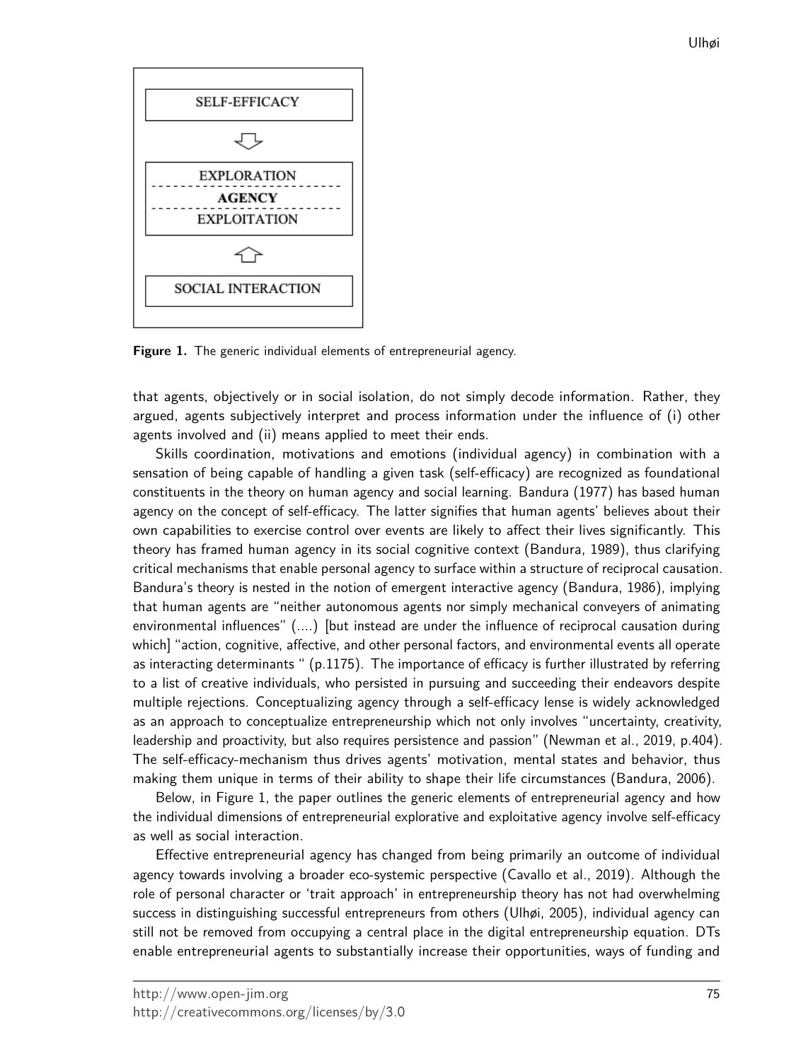SELF-EFFICACY

EXPLORATION
AGENCY
EXPLOITATION

SOCIAL INTERACTION

**Figure 1.** The generic individual elements of entrepreneurial agency.

that agents, objectively or in social isolation, do not simply decode information. Rather, they argued, agents subjectively interpret and process information under the influence of (i) other agents involved and (ii) means applied to meet their ends.

Skills coordination, motivations and emotions (individual agency) in combination with a sensation of being capable of handling a given task (self-efficacy) are recognized as foundational constituents in the theory on human agency and social learning. Bandura (1977) has based human agency on the concept of self-efficacy. The latter signifies that human agents' believes about their own capabilities to exercise control over events are likely to affect their lives significantly. This theory has framed human agency in its social cognitive context (Bandura, 1989), thus clarifying critical mechanisms that enable personal agency to surface within a structure of reciprocal causation. Bandura's theory is nested in the notion of emergent interactive agency (Bandura, 1986), implying that human agents are "neither autonomous agents nor simply mechanical conveyers of animating environmental influences" (....) [but instead are under the influence of reciprocal causation during which] "action, cognitive, affective, and other personal factors, and environmental events all operate as interacting determinants " (p.1175). The importance of efficacy is further illustrated by referring to a list of creative individuals, who persisted in pursuing and succeeding their endeavors despite multiple rejections. Conceptualizing agency through a self-efficacy lense is widely acknowledged as an approach to conceptualize entrepreneurship which not only involves "uncertainty, creativity, leadership and proactivity, but also requires persistence and passion" (Newman et al., 2019, p.404). The self-efficacy-mechanism thus drives agents' motivation, mental states and behavior, thus making them unique in terms of their ability to shape their life circumstances (Bandura, 2006).

Below, in Figure 1, the paper outlines the generic elements of entrepreneurial agency and how the individual dimensions of entrepreneurial explorative and exploitative agency involve self-efficacy as well as social interaction.

Effective entrepreneurial agency has changed from being primarily an outcome of individual agency towards involving a broader eco-systemic perspective (Cavallo et al., 2019). Although the role of personal character or 'trait approach' in entrepreneurship theory has not had overwhelming success in distinguishing successful entrepreneurs from others (Ulhøi, 2005), individual agency can still not be removed from occupying a central place in the digital entrepreneurship equation. DTs enable entrepreneurial agents to substantially increase their opportunities, ways of funding and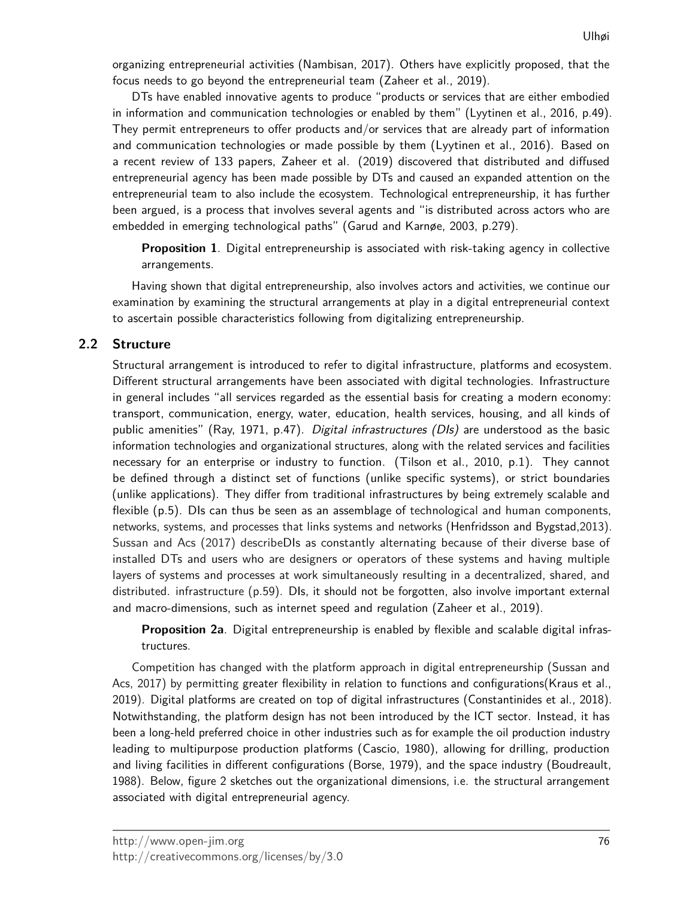organizing entrepreneurial activities (Nambisan, 2017). Others have explicitly proposed, that the focus needs to go beyond the entrepreneurial team (Zaheer et al., 2019).

DTs have enabled innovative agents to produce "products or services that are either embodied in information and communication technologies or enabled by them" (Lyytinen et al., 2016, p.49). They permit entrepreneurs to offer products and/or services that are already part of information and communication technologies or made possible by them (Lyytinen et al., 2016). Based on a recent review of 133 papers, Zaheer et al. (2019) discovered that distributed and diffused entrepreneurial agency has been made possible by DTs and caused an expanded attention on the entrepreneurial team to also include the ecosystem. Technological entrepreneurship, it has further been argued, is a process that involves several agents and "is distributed across actors who are embedded in emerging technological paths" (Garud and Karnøe, 2003, p.279).

> **Proposition 1**. Digital entrepreneurship is associated with risk-taking agency in collective arrangements.

Having shown that digital entrepreneurship, also involves actors and activities, we continue our examination by examining the structural arrangements at play in a digital entrepreneurial context to ascertain possible characteristics following from digitalizing entrepreneurship.

## 2.2 Structure

Structural arrangement is introduced to refer to digital infrastructure, platforms and ecosystem. Different structural arrangements have been associated with digital technologies. Infrastructure in general includes "all services regarded as the essential basis for creating a modern economy: transport, communication, energy, water, education, health services, housing, and all kinds of public amenities" (Ray, 1971, p.47). *Digital infrastructures (DIs)* are understood as the basic information technologies and organizational structures, along with the related services and facilities necessary for an enterprise or industry to function. (Tilson et al., 2010, p.1). They cannot be defined through a distinct set of functions (unlike specific systems), or strict boundaries (unlike applications). They differ from traditional infrastructures by being extremely scalable and flexible (p.5). DIs can thus be seen as an assemblage of technological and human components, networks, systems, and processes that links systems and networks (Henfridsson and Bygstad,2013). Sussan and Acs (2017) describeDIs as constantly alternating because of their diverse base of installed DTs and users who are designers or operators of these systems and having multiple layers of systems and processes at work simultaneously resulting in a decentralized, shared, and distributed. infrastructure (p.59). DIs, it should not be forgotten, also involve important external and macro-dimensions, such as internet speed and regulation (Zaheer et al., 2019).

> **Proposition 2a**. Digital entrepreneurship is enabled by flexible and scalable digital infrastructures.

Competition has changed with the platform approach in digital entrepreneurship (Sussan and Acs, 2017) by permitting greater flexibility in relation to functions and configurations(Kraus et al., 2019). Digital platforms are created on top of digital infrastructures (Constantinides et al., 2018). Notwithstanding, the platform design has not been introduced by the ICT sector. Instead, it has been a long-held preferred choice in other industries such as for example the oil production industry leading to multipurpose production platforms (Cascio, 1980), allowing for drilling, production and living facilities in different configurations (Borse, 1979), and the space industry (Boudreault, 1988). Below, figure 2 sketches out the organizational dimensions, i.e. the structural arrangement associated with digital entrepreneurial agency.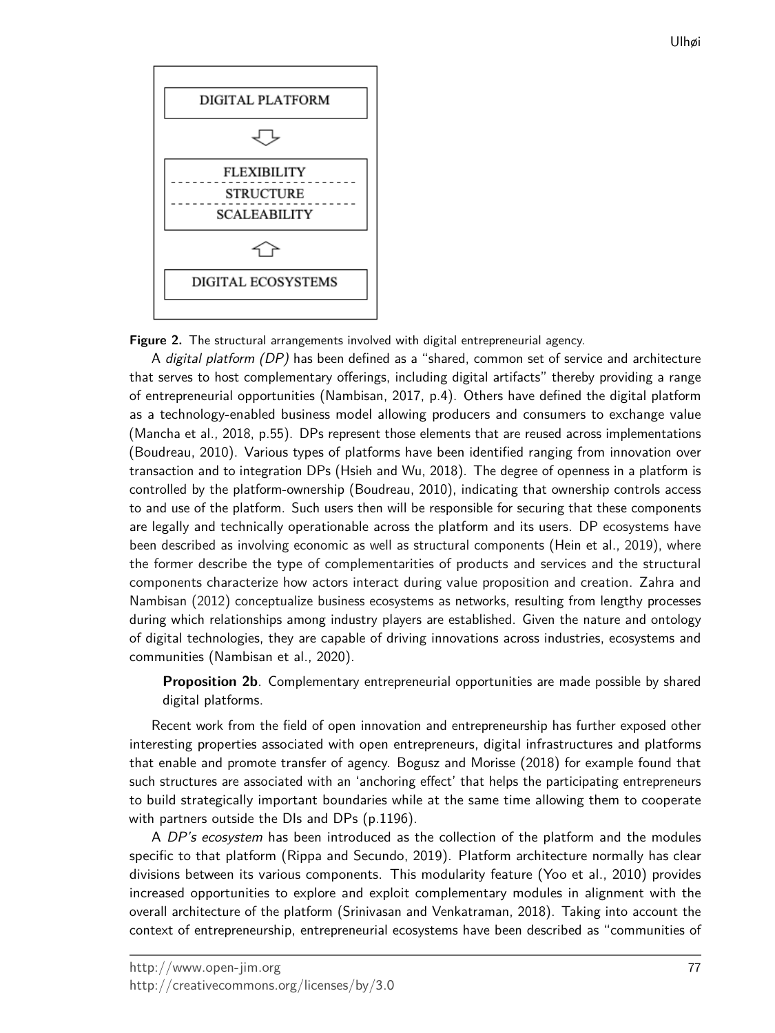DIGITAL PLATFORM

⇩

FLEXIBILITY
STRUCTURE
SCALEABILITY

⇧

DIGITAL ECOSYSTEMS

**Figure 2.** The structural arrangements involved with digital entrepreneurial agency.

A *digital platform (DP)* has been defined as a "shared, common set of service and architecture that serves to host complementary offerings, including digital artifacts" thereby providing a range of entrepreneurial opportunities (Nambisan, 2017, p.4). Others have defined the digital platform as a technology-enabled business model allowing producers and consumers to exchange value (Mancha et al., 2018, p.55). DPs represent those elements that are reused across implementations (Boudreau, 2010). Various types of platforms have been identified ranging from innovation over transaction and to integration DPs (Hsieh and Wu, 2018). The degree of openness in a platform is controlled by the platform-ownership (Boudreau, 2010), indicating that ownership controls access to and use of the platform. Such users then will be responsible for securing that these components are legally and technically operationable across the platform and its users. DP ecosystems have been described as involving economic as well as structural components (Hein et al., 2019), where the former describe the type of complementarities of products and services and the structural components characterize how actors interact during value proposition and creation. Zahra and Nambisan (2012) conceptualize business ecosystems as networks, resulting from lengthy processes during which relationships among industry players are established. Given the nature and ontology of digital technologies, they are capable of driving innovations across industries, ecosystems and communities (Nambisan et al., 2020).

> **Proposition 2b**. Complementary entrepreneurial opportunities are made possible by shared digital platforms.

Recent work from the field of open innovation and entrepreneurship has further exposed other interesting properties associated with open entrepreneurs, digital infrastructures and platforms that enable and promote transfer of agency. Bogusz and Morisse (2018) for example found that such structures are associated with an 'anchoring effect' that helps the participating entrepreneurs to build strategically important boundaries while at the same time allowing them to cooperate with partners outside the DIs and DPs (p.1196).

A *DP's ecosystem* has been introduced as the collection of the platform and the modules specific to that platform (Rippa and Secundo, 2019). Platform architecture normally has clear divisions between its various components. This modularity feature (Yoo et al., 2010) provides increased opportunities to explore and exploit complementary modules in alignment with the overall architecture of the platform (Srinivasan and Venkatraman, 2018). Taking into account the context of entrepreneurship, entrepreneurial ecosystems have been described as "communities of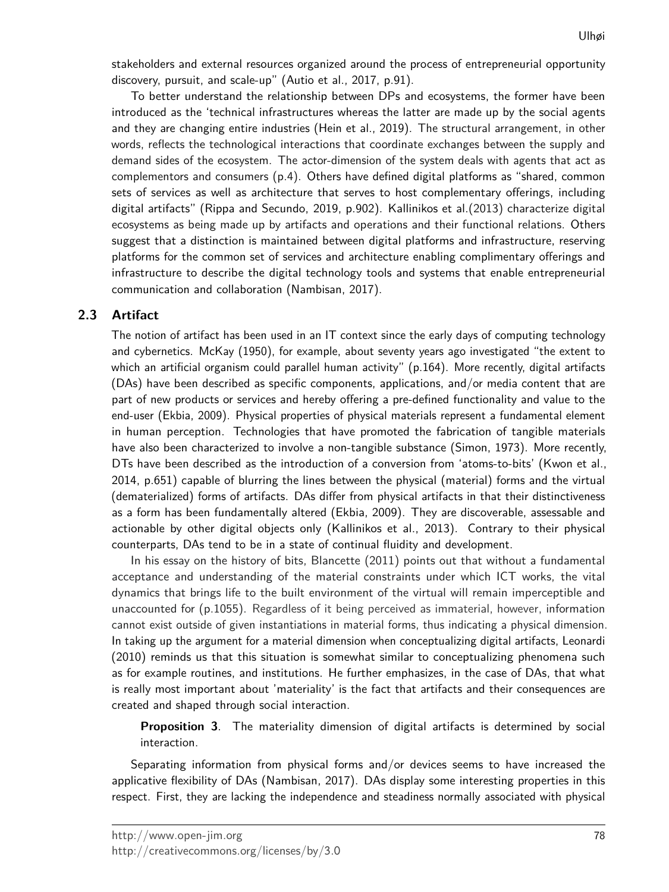stakeholders and external resources organized around the process of entrepreneurial opportunity discovery, pursuit, and scale-up" (Autio et al., 2017, p.91).

To better understand the relationship between DPs and ecosystems, the former have been introduced as the 'technical infrastructures whereas the latter are made up by the social agents and they are changing entire industries (Hein et al., 2019). The structural arrangement, in other words, reflects the technological interactions that coordinate exchanges between the supply and demand sides of the ecosystem. The actor-dimension of the system deals with agents that act as complementors and consumers (p.4). Others have defined digital platforms as "shared, common sets of services as well as architecture that serves to host complementary offerings, including digital artifacts" (Rippa and Secundo, 2019, p.902). Kallinikos et al.(2013) characterize digital ecosystems as being made up by artifacts and operations and their functional relations. Others suggest that a distinction is maintained between digital platforms and infrastructure, reserving platforms for the common set of services and architecture enabling complimentary offerings and infrastructure to describe the digital technology tools and systems that enable entrepreneurial communication and collaboration (Nambisan, 2017).

### 2.3 Artifact

The notion of artifact has been used in an IT context since the early days of computing technology and cybernetics. McKay (1950), for example, about seventy years ago investigated "the extent to which an artificial organism could parallel human activity" (p.164). More recently, digital artifacts (DAs) have been described as specific components, applications, and/or media content that are part of new products or services and hereby offering a pre-defined functionality and value to the end-user (Ekbia, 2009). Physical properties of physical materials represent a fundamental element in human perception. Technologies that have promoted the fabrication of tangible materials have also been characterized to involve a non-tangible substance (Simon, 1973). More recently, DTs have been described as the introduction of a conversion from 'atoms-to-bits' (Kwon et al., 2014, p.651) capable of blurring the lines between the physical (material) forms and the virtual (dematerialized) forms of artifacts. DAs differ from physical artifacts in that their distinctiveness as a form has been fundamentally altered (Ekbia, 2009). They are discoverable, assessable and actionable by other digital objects only (Kallinikos et al., 2013). Contrary to their physical counterparts, DAs tend to be in a state of continual fluidity and development.

In his essay on the history of bits, Blancette (2011) points out that without a fundamental acceptance and understanding of the material constraints under which ICT works, the vital dynamics that brings life to the built environment of the virtual will remain imperceptible and unaccounted for (p.1055). Regardless of it being perceived as immaterial, however, information cannot exist outside of given instantiations in material forms, thus indicating a physical dimension. In taking up the argument for a material dimension when conceptualizing digital artifacts, Leonardi (2010) reminds us that this situation is somewhat similar to conceptualizing phenomena such as for example routines, and institutions. He further emphasizes, in the case of DAs, that what is really most important about 'materiality' is the fact that artifacts and their consequences are created and shaped through social interaction.

> **Proposition 3**. The materiality dimension of digital artifacts is determined by social interaction.

Separating information from physical forms and/or devices seems to have increased the applicative flexibility of DAs (Nambisan, 2017). DAs display some interesting properties in this respect. First, they are lacking the independence and steadiness normally associated with physical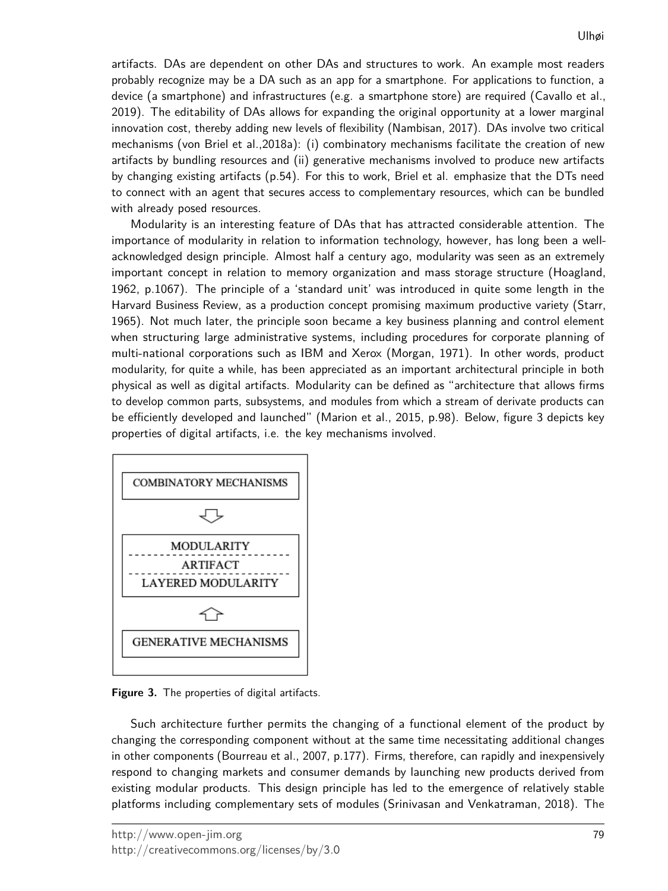artifacts. DAs are dependent on other DAs and structures to work. An example most readers probably recognize may be a DA such as an app for a smartphone. For applications to function, a device (a smartphone) and infrastructures (e.g. a smartphone store) are required (Cavallo et al., 2019). The editability of DAs allows for expanding the original opportunity at a lower marginal innovation cost, thereby adding new levels of flexibility (Nambisan, 2017). DAs involve two critical mechanisms (von Briel et al.,2018a): (i) combinatory mechanisms facilitate the creation of new artifacts by bundling resources and (ii) generative mechanisms involved to produce new artifacts by changing existing artifacts (p.54). For this to work, Briel et al. emphasize that the DTs need to connect with an agent that secures access to complementary resources, which can be bundled with already posed resources.

Modularity is an interesting feature of DAs that has attracted considerable attention. The importance of modularity in relation to information technology, however, has long been a well-acknowledged design principle. Almost half a century ago, modularity was seen as an extremely important concept in relation to memory organization and mass storage structure (Hoagland, 1962, p.1067). The principle of a 'standard unit' was introduced in quite some length in the Harvard Business Review, as a production concept promising maximum productive variety (Starr, 1965). Not much later, the principle soon became a key business planning and control element when structuring large administrative systems, including procedures for corporate planning of multi-national corporations such as IBM and Xerox (Morgan, 1971). In other words, product modularity, for quite a while, has been appreciated as an important architectural principle in both physical as well as digital artifacts. Modularity can be defined as "architecture that allows firms to develop common parts, subsystems, and modules from which a stream of derivate products can be efficiently developed and launched" (Marion et al., 2015, p.98). Below, figure 3 depicts key properties of digital artifacts, i.e. the key mechanisms involved.

COMBINATORY MECHANISMS

MODULARITY
ARTIFACT
LAYERED MODULARITY

GENERATIVE MECHANISMS

**Figure 3.** The properties of digital artifacts.

Such architecture further permits the changing of a functional element of the product by changing the corresponding component without at the same time necessitating additional changes in other components (Bourreau et al., 2007, p.177). Firms, therefore, can rapidly and inexpensively respond to changing markets and consumer demands by launching new products derived from existing modular products. This design principle has led to the emergence of relatively stable platforms including complementary sets of modules (Srinivasan and Venkatraman, 2018). The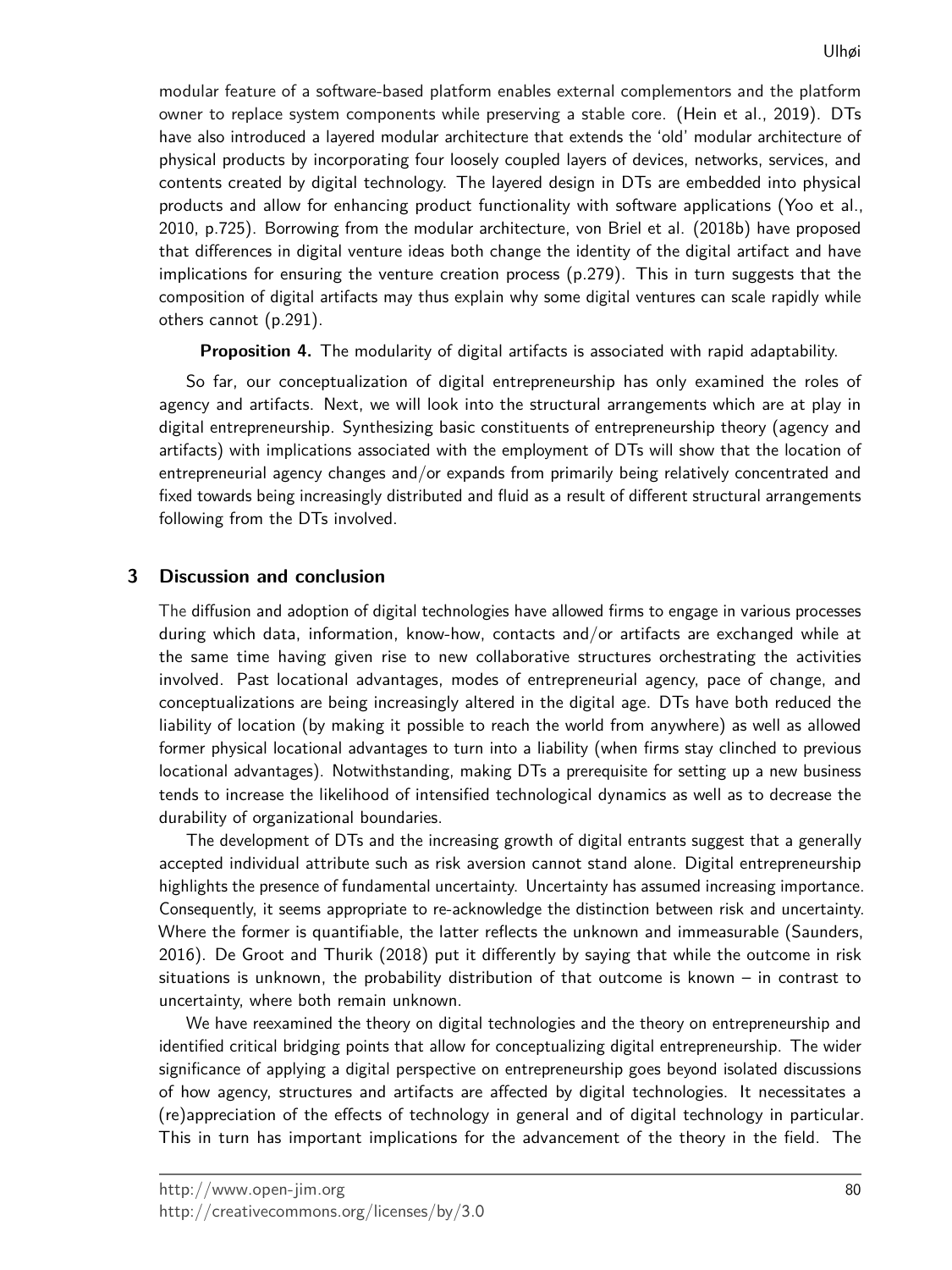modular feature of a software-based platform enables external complementors and the platform owner to replace system components while preserving a stable core. (Hein et al., 2019). DTs have also introduced a layered modular architecture that extends the 'old' modular architecture of physical products by incorporating four loosely coupled layers of devices, networks, services, and contents created by digital technology. The layered design in DTs are embedded into physical products and allow for enhancing product functionality with software applications (Yoo et al., 2010, p.725). Borrowing from the modular architecture, von Briel et al. (2018b) have proposed that differences in digital venture ideas both change the identity of the digital artifact and have implications for ensuring the venture creation process (p.279). This in turn suggests that the composition of digital artifacts may thus explain why some digital ventures can scale rapidly while others cannot (p.291).

**Proposition 4.** The modularity of digital artifacts is associated with rapid adaptability.

So far, our conceptualization of digital entrepreneurship has only examined the roles of agency and artifacts. Next, we will look into the structural arrangements which are at play in digital entrepreneurship. Synthesizing basic constituents of entrepreneurship theory (agency and artifacts) with implications associated with the employment of DTs will show that the location of entrepreneurial agency changes and/or expands from primarily being relatively concentrated and fixed towards being increasingly distributed and fluid as a result of different structural arrangements following from the DTs involved.

## 3 Discussion and conclusion

The diffusion and adoption of digital technologies have allowed firms to engage in various processes during which data, information, know-how, contacts and/or artifacts are exchanged while at the same time having given rise to new collaborative structures orchestrating the activities involved. Past locational advantages, modes of entrepreneurial agency, pace of change, and conceptualizations are being increasingly altered in the digital age. DTs have both reduced the liability of location (by making it possible to reach the world from anywhere) as well as allowed former physical locational advantages to turn into a liability (when firms stay clinched to previous locational advantages). Notwithstanding, making DTs a prerequisite for setting up a new business tends to increase the likelihood of intensified technological dynamics as well as to decrease the durability of organizational boundaries.

The development of DTs and the increasing growth of digital entrants suggest that a generally accepted individual attribute such as risk aversion cannot stand alone. Digital entrepreneurship highlights the presence of fundamental uncertainty. Uncertainty has assumed increasing importance. Consequently, it seems appropriate to re-acknowledge the distinction between risk and uncertainty. Where the former is quantifiable, the latter reflects the unknown and immeasurable (Saunders, 2016). De Groot and Thurik (2018) put it differently by saying that while the outcome in risk situations is unknown, the probability distribution of that outcome is known – in contrast to uncertainty, where both remain unknown.

We have reexamined the theory on digital technologies and the theory on entrepreneurship and identified critical bridging points that allow for conceptualizing digital entrepreneurship. The wider significance of applying a digital perspective on entrepreneurship goes beyond isolated discussions of how agency, structures and artifacts are affected by digital technologies. It necessitates a (re)appreciation of the effects of technology in general and of digital technology in particular. This in turn has important implications for the advancement of the theory in the field. The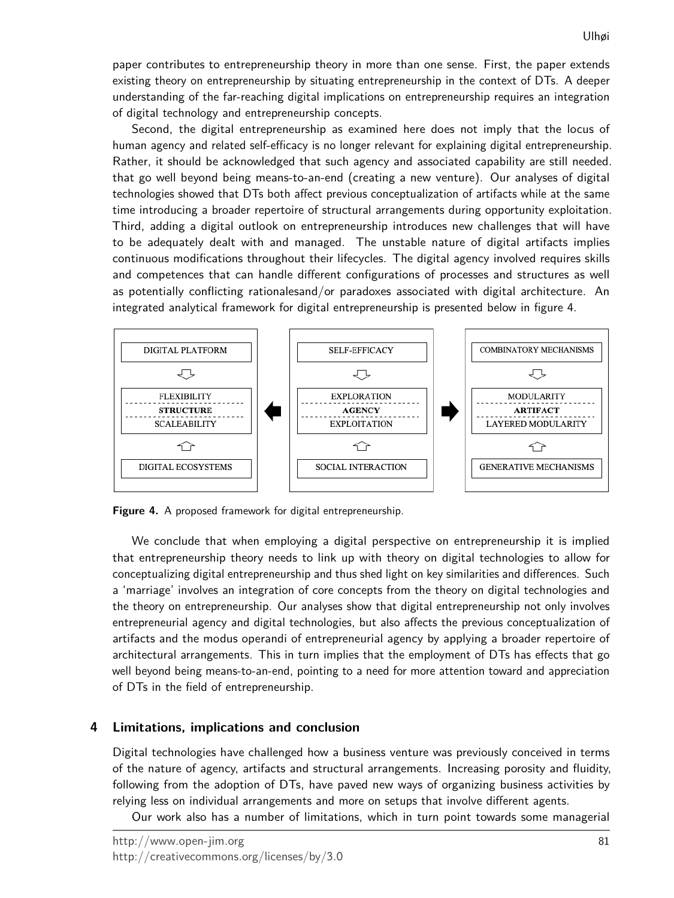paper contributes to entrepreneurship theory in more than one sense. First, the paper extends existing theory on entrepreneurship by situating entrepreneurship in the context of DTs. A deeper understanding of the far-reaching digital implications on entrepreneurship requires an integration of digital technology and entrepreneurship concepts.

Second, the digital entrepreneurship as examined here does not imply that the locus of human agency and related self-efficacy is no longer relevant for explaining digital entrepreneurship. Rather, it should be acknowledged that such agency and associated capability are still needed. that go well beyond being means-to-an-end (creating a new venture). Our analyses of digital technologies showed that DTs both affect previous conceptualization of artifacts while at the same time introducing a broader repertoire of structural arrangements during opportunity exploitation. Third, adding a digital outlook on entrepreneurship introduces new challenges that will have to be adequately dealt with and managed. The unstable nature of digital artifacts implies continuous modifications throughout their lifecycles. The digital agency involved requires skills and competences that can handle different configurations of processes and structures as well as potentially conflicting rationalesand/or paradoxes associated with digital architecture. An integrated analytical framework for digital entrepreneurship is presented below in figure 4.

| DIGITAL PLATFORM | | SELF-EFFICACY | | COMBINATORY MECHANISMS |
|---|---|---|---|---|
| ⇩ | | ⇩ | | ⇩ |
| FLEXIBILITY | | EXPLORATION | | MODULARITY |
| **STRUCTURE** | ⬅ | **AGENCY** | ➡ | **ARTIFACT** |
| SCALEABILITY | | EXPLOITATION | | LAYERED MODULARITY |
| ⇧ | | ⇧ | | ⇧ |
| DIGITAL ECOSYSTEMS | | SOCIAL INTERACTION | | GENERATIVE MECHANISMS |

**Figure 4.** A proposed framework for digital entrepreneurship.

We conclude that when employing a digital perspective on entrepreneurship it is implied that entrepreneurship theory needs to link up with theory on digital technologies to allow for conceptualizing digital entrepreneurship and thus shed light on key similarities and differences. Such a 'marriage' involves an integration of core concepts from the theory on digital technologies and the theory on entrepreneurship. Our analyses show that digital entrepreneurship not only involves entrepreneurial agency and digital technologies, but also affects the previous conceptualization of artifacts and the modus operandi of entrepreneurial agency by applying a broader repertoire of architectural arrangements. This in turn implies that the employment of DTs has effects that go well beyond being means-to-an-end, pointing to a need for more attention toward and appreciation of DTs in the field of entrepreneurship.

## 4 Limitations, implications and conclusion

Digital technologies have challenged how a business venture was previously conceived in terms of the nature of agency, artifacts and structural arrangements. Increasing porosity and fluidity, following from the adoption of DTs, have paved new ways of organizing business activities by relying less on individual arrangements and more on setups that involve different agents.

Our work also has a number of limitations, which in turn point towards some managerial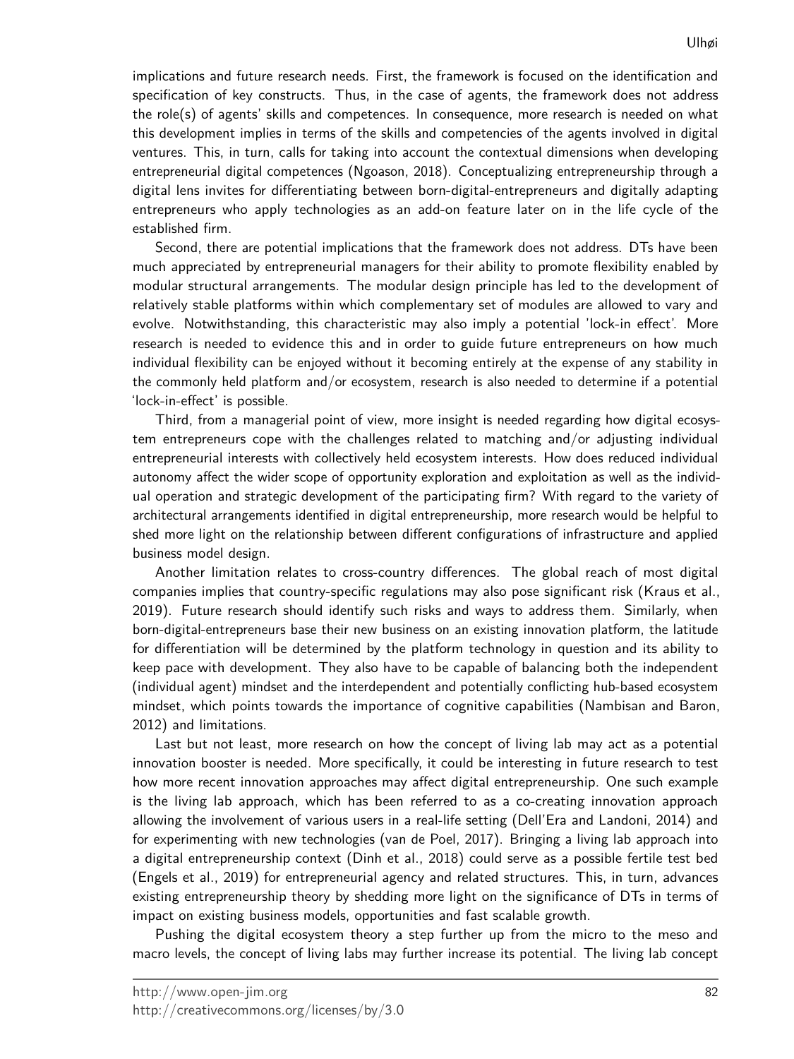implications and future research needs. First, the framework is focused on the identification and specification of key constructs. Thus, in the case of agents, the framework does not address the role(s) of agents' skills and competences. In consequence, more research is needed on what this development implies in terms of the skills and competencies of the agents involved in digital ventures. This, in turn, calls for taking into account the contextual dimensions when developing entrepreneurial digital competences (Ngoason, 2018). Conceptualizing entrepreneurship through a digital lens invites for differentiating between born-digital-entrepreneurs and digitally adapting entrepreneurs who apply technologies as an add-on feature later on in the life cycle of the established firm.

Second, there are potential implications that the framework does not address. DTs have been much appreciated by entrepreneurial managers for their ability to promote flexibility enabled by modular structural arrangements. The modular design principle has led to the development of relatively stable platforms within which complementary set of modules are allowed to vary and evolve. Notwithstanding, this characteristic may also imply a potential 'lock-in effect'. More research is needed to evidence this and in order to guide future entrepreneurs on how much individual flexibility can be enjoyed without it becoming entirely at the expense of any stability in the commonly held platform and/or ecosystem, research is also needed to determine if a potential 'lock-in-effect' is possible.

Third, from a managerial point of view, more insight is needed regarding how digital ecosystem entrepreneurs cope with the challenges related to matching and/or adjusting individual entrepreneurial interests with collectively held ecosystem interests. How does reduced individual autonomy affect the wider scope of opportunity exploration and exploitation as well as the individual operation and strategic development of the participating firm? With regard to the variety of architectural arrangements identified in digital entrepreneurship, more research would be helpful to shed more light on the relationship between different configurations of infrastructure and applied business model design.

Another limitation relates to cross-country differences. The global reach of most digital companies implies that country-specific regulations may also pose significant risk (Kraus et al., 2019). Future research should identify such risks and ways to address them. Similarly, when born-digital-entrepreneurs base their new business on an existing innovation platform, the latitude for differentiation will be determined by the platform technology in question and its ability to keep pace with development. They also have to be capable of balancing both the independent (individual agent) mindset and the interdependent and potentially conflicting hub-based ecosystem mindset, which points towards the importance of cognitive capabilities (Nambisan and Baron, 2012) and limitations.

Last but not least, more research on how the concept of living lab may act as a potential innovation booster is needed. More specifically, it could be interesting in future research to test how more recent innovation approaches may affect digital entrepreneurship. One such example is the living lab approach, which has been referred to as a co-creating innovation approach allowing the involvement of various users in a real-life setting (Dell'Era and Landoni, 2014) and for experimenting with new technologies (van de Poel, 2017). Bringing a living lab approach into a digital entrepreneurship context (Dinh et al., 2018) could serve as a possible fertile test bed (Engels et al., 2019) for entrepreneurial agency and related structures. This, in turn, advances existing entrepreneurship theory by shedding more light on the significance of DTs in terms of impact on existing business models, opportunities and fast scalable growth.

Pushing the digital ecosystem theory a step further up from the micro to the meso and macro levels, the concept of living labs may further increase its potential. The living lab concept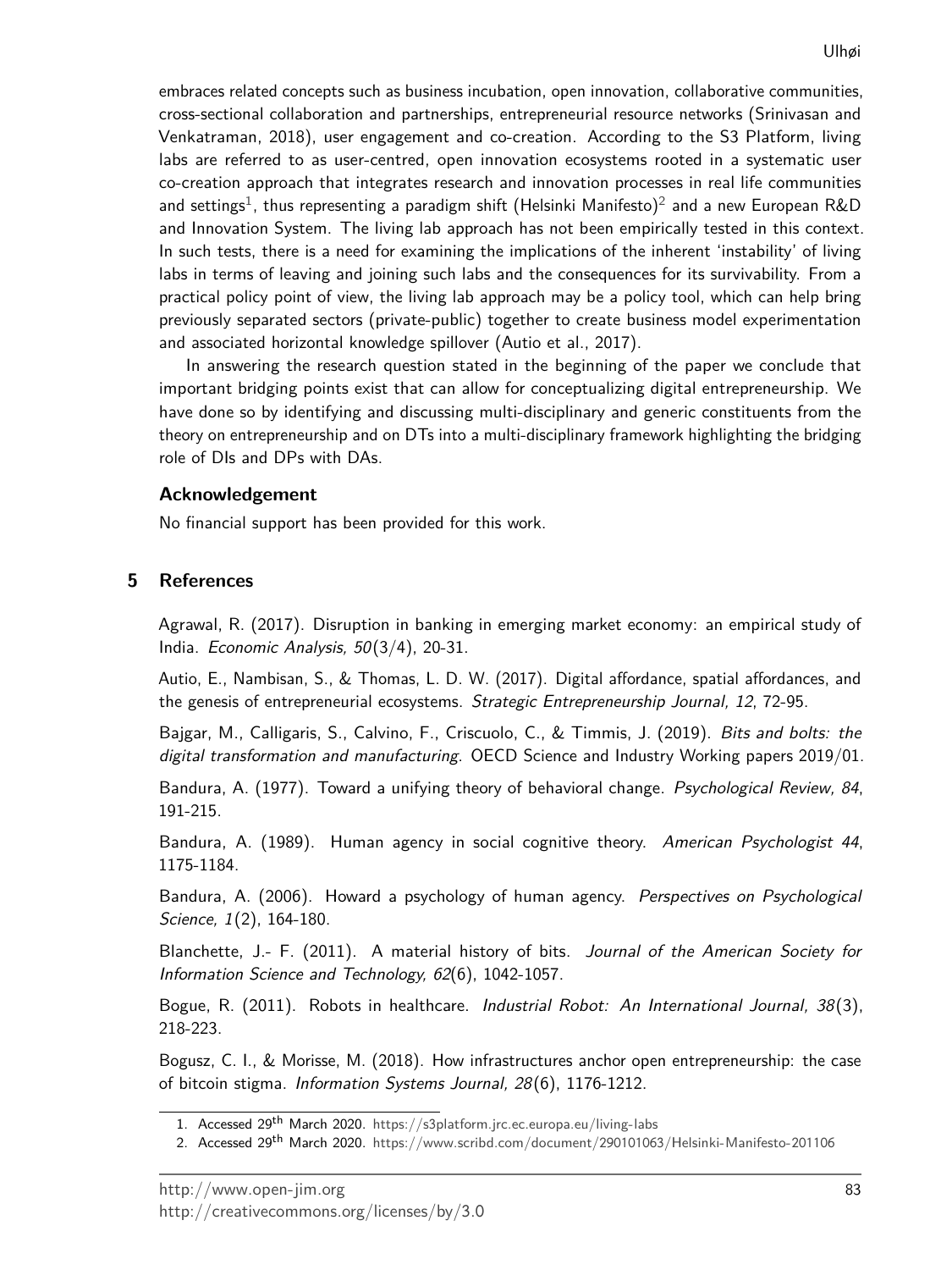embraces related concepts such as business incubation, open innovation, collaborative communities, cross-sectional collaboration and partnerships, entrepreneurial resource networks (Srinivasan and Venkatraman, 2018), user engagement and co-creation. According to the S3 Platform, living labs are referred to as user-centred, open innovation ecosystems rooted in a systematic user co-creation approach that integrates research and innovation processes in real life communities and settings[1], thus representing a paradigm shift (Helsinki Manifesto)[2] and a new European R&D and Innovation System. The living lab approach has not been empirically tested in this context. In such tests, there is a need for examining the implications of the inherent 'instability' of living labs in terms of leaving and joining such labs and the consequences for its survivability. From a practical policy point of view, the living lab approach may be a policy tool, which can help bring previously separated sectors (private-public) together to create business model experimentation and associated horizontal knowledge spillover (Autio et al., 2017).

In answering the research question stated in the beginning of the paper we conclude that important bridging points exist that can allow for conceptualizing digital entrepreneurship. We have done so by identifying and discussing multi-disciplinary and generic constituents from the theory on entrepreneurship and on DTs into a multi-disciplinary framework highlighting the bridging role of DIs and DPs with DAs.

### Acknowledgement

No financial support has been provided for this work.

## 5 References

Agrawal, R. (2017). Disruption in banking in emerging market economy: an empirical study of India. *Economic Analysis, 50*(3/4), 20-31.

Autio, E., Nambisan, S., & Thomas, L. D. W. (2017). Digital affordance, spatial affordances, and the genesis of entrepreneurial ecosystems. *Strategic Entrepreneurship Journal, 12*, 72-95.

Bajgar, M., Calligaris, S., Calvino, F., Criscuolo, C., & Timmis, J. (2019). *Bits and bolts: the digital transformation and manufacturing*. OECD Science and Industry Working papers 2019/01.

Bandura, A. (1977). Toward a unifying theory of behavioral change. *Psychological Review, 84*, 191-215.

Bandura, A. (1989). Human agency in social cognitive theory. *American Psychologist 44*, 1175-1184.

Bandura, A. (2006). Howard a psychology of human agency. *Perspectives on Psychological Science, 1*(2), 164-180.

Blanchette, J.- F. (2011). A material history of bits. *Journal of the American Society for Information Science and Technology, 62*(6), 1042-1057.

Bogue, R. (2011). Robots in healthcare. *Industrial Robot: An International Journal, 38*(3), 218-223.

Bogusz, C. I., & Morisse, M. (2018). How infrastructures anchor open entrepreneurship: the case of bitcoin stigma. *Information Systems Journal, 28*(6), 1176-1212.

1. Accessed 29th March 2020. https://s3platform.jrc.ec.europa.eu/living-labs
2. Accessed 29th March 2020. https://www.scribd.com/document/290101063/Helsinki-Manifesto-201106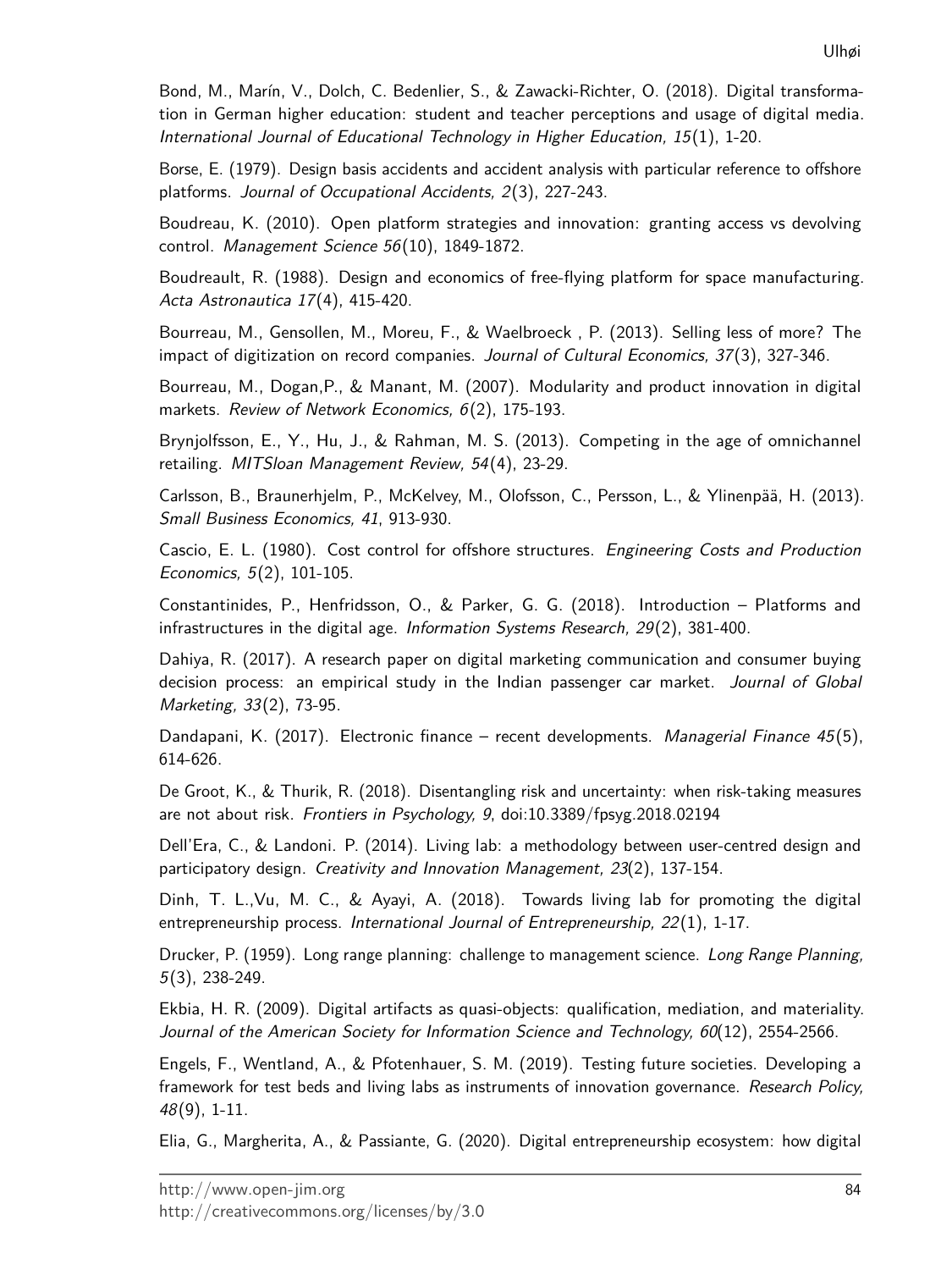Bond, M., Marín, V., Dolch, C. Bedenlier, S., & Zawacki-Richter, O. (2018). Digital transformation in German higher education: student and teacher perceptions and usage of digital media. *International Journal of Educational Technology in Higher Education, 15*(1), 1-20.

Borse, E. (1979). Design basis accidents and accident analysis with particular reference to offshore platforms. *Journal of Occupational Accidents, 2*(3), 227-243.

Boudreau, K. (2010). Open platform strategies and innovation: granting access vs devolving control. *Management Science 56*(10), 1849-1872.

Boudreault, R. (1988). Design and economics of free-flying platform for space manufacturing. *Acta Astronautica 17*(4), 415-420.

Bourreau, M., Gensollen, M., Moreu, F., & Waelbroeck , P. (2013). Selling less of more? The impact of digitization on record companies. *Journal of Cultural Economics, 37*(3), 327-346.

Bourreau, M., Dogan,P., & Manant, M. (2007). Modularity and product innovation in digital markets. *Review of Network Economics, 6*(2), 175-193.

Brynjolfsson, E., Y., Hu, J., & Rahman, M. S. (2013). Competing in the age of omnichannel retailing. *MITSloan Management Review, 54*(4), 23-29.

Carlsson, B., Braunerhjelm, P., McKelvey, M., Olofsson, C., Persson, L., & Ylinenpää, H. (2013). *Small Business Economics, 41*, 913-930.

Cascio, E. L. (1980). Cost control for offshore structures. *Engineering Costs and Production Economics, 5*(2), 101-105.

Constantinides, P., Henfridsson, O., & Parker, G. G. (2018). Introduction – Platforms and infrastructures in the digital age. *Information Systems Research, 29*(2), 381-400.

Dahiya, R. (2017). A research paper on digital marketing communication and consumer buying decision process: an empirical study in the Indian passenger car market. *Journal of Global Marketing, 33*(2), 73-95.

Dandapani, K. (2017). Electronic finance – recent developments. *Managerial Finance 45*(5), 614-626.

De Groot, K., & Thurik, R. (2018). Disentangling risk and uncertainty: when risk-taking measures are not about risk. *Frontiers in Psychology, 9*, doi:10.3389/fpsyg.2018.02194

Dell'Era, C., & Landoni. P. (2014). Living lab: a methodology between user-centred design and participatory design. *Creativity and Innovation Management, 23*(2), 137-154.

Dinh, T. L.,Vu, M. C., & Ayayi, A. (2018). Towards living lab for promoting the digital entrepreneurship process. *International Journal of Entrepreneurship, 22*(1), 1-17.

Drucker, P. (1959). Long range planning: challenge to management science. *Long Range Planning, 5*(3), 238-249.

Ekbia, H. R. (2009). Digital artifacts as quasi-objects: qualification, mediation, and materiality. *Journal of the American Society for Information Science and Technology, 60*(12), 2554-2566.

Engels, F., Wentland, A., & Pfotenhauer, S. M. (2019). Testing future societies. Developing a framework for test beds and living labs as instruments of innovation governance. *Research Policy, 48*(9), 1-11.

Elia, G., Margherita, A., & Passiante, G. (2020). Digital entrepreneurship ecosystem: how digital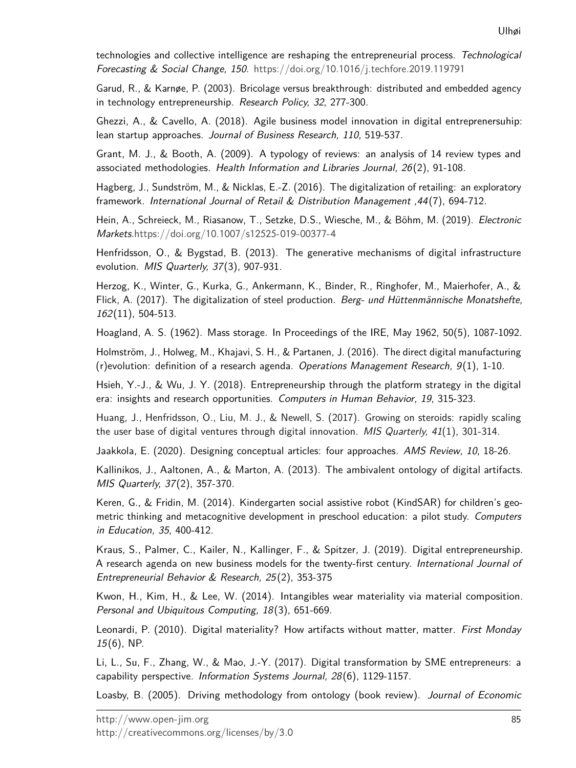technologies and collective intelligence are reshaping the entrepreneurial process. *Technological Forecasting & Social Change, 150*. https://doi.org/10.1016/j.techfore.2019.119791

Garud, R., & Karnøe, P. (2003). Bricolage versus breakthrough: distributed and embedded agency in technology entrepreneurship. *Research Policy, 32*, 277-300.

Ghezzi, A., & Cavello, A. (2018). Agile business model innovation in digital entreprenersuhip: lean startup approaches. *Journal of Business Research, 110*, 519-537.

Grant, M. J., & Booth, A. (2009). A typology of reviews: an analysis of 14 review types and associated methodologies. *Health Information and Libraries Journal, 26*(2), 91-108.

Hagberg, J., Sundström, M., & Nicklas, E.-Z. (2016). The digitalization of retailing: an exploratory framework. *International Journal of Retail & Distribution Management ,44*(7), 694-712.

Hein, A., Schreieck, M., Riasanow, T., Setzke, D.S., Wiesche, M., & Böhm, M. (2019). *Electronic Markets*.https://doi.org/10.1007/s12525-019-00377-4

Henfridsson, O., & Bygstad, B. (2013). The generative mechanisms of digital infrastructure evolution. *MIS Quarterly, 37*(3), 907-931.

Herzog, K., Winter, G., Kurka, G., Ankermann, K., Binder, R., Ringhofer, M., Maierhofer, A., & Flick, A. (2017). The digitalization of steel production. *Berg- und Hüttenmännische Monatshefte, 162*(11), 504-513.

Hoagland, A. S. (1962). Mass storage. In Proceedings of the IRE, May 1962, 50(5), 1087-1092.

Holmström, J., Holweg, M., Khajavi, S. H., & Partanen, J. (2016). The direct digital manufacturing (r)evolution: definition of a research agenda. *Operations Management Research, 9*(1), 1-10.

Hsieh, Y.-J., & Wu, J. Y. (2018). Entrepreneurship through the platform strategy in the digital era: insights and research opportunities. *Computers in Human Behavior, 19*, 315-323.

Huang, J., Henfridsson, O., Liu, M. J., & Newell, S. (2017). Growing on steroids: rapidly scaling the user base of digital ventures through digital innovation. *MIS Quarterly, 41*(1), 301-314.

Jaakkola, E. (2020). Designing conceptual articles: four approaches. *AMS Review, 10*, 18-26.

Kallinikos, J., Aaltonen, A., & Marton, A. (2013). The ambivalent ontology of digital artifacts. *MIS Quarterly, 37*(2), 357-370.

Keren, G., & Fridin, M. (2014). Kindergarten social assistive robot (KindSAR) for children's geometric thinking and metacognitive development in preschool education: a pilot study. *Computers in Education, 35*, 400-412.

Kraus, S., Palmer, C., Kailer, N., Kallinger, F., & Spitzer, J. (2019). Digital entrepreneurship. A research agenda on new business models for the twenty-first century. *International Journal of Entrepreneurial Behavior & Research, 25*(2), 353-375

Kwon, H., Kim, H., & Lee, W. (2014). Intangibles wear materiality via material composition. *Personal and Ubiquitous Computing, 18*(3), 651-669.

Leonardi, P. (2010). Digital materiality? How artifacts without matter, matter. *First Monday 15*(6), NP.

Li, L., Su, F., Zhang, W., & Mao, J.-Y. (2017). Digital transformation by SME entrepreneurs: a capability perspective. *Information Systems Journal, 28*(6), 1129-1157.

Loasby, B. (2005). Driving methodology from ontology (book review). *Journal of Economic*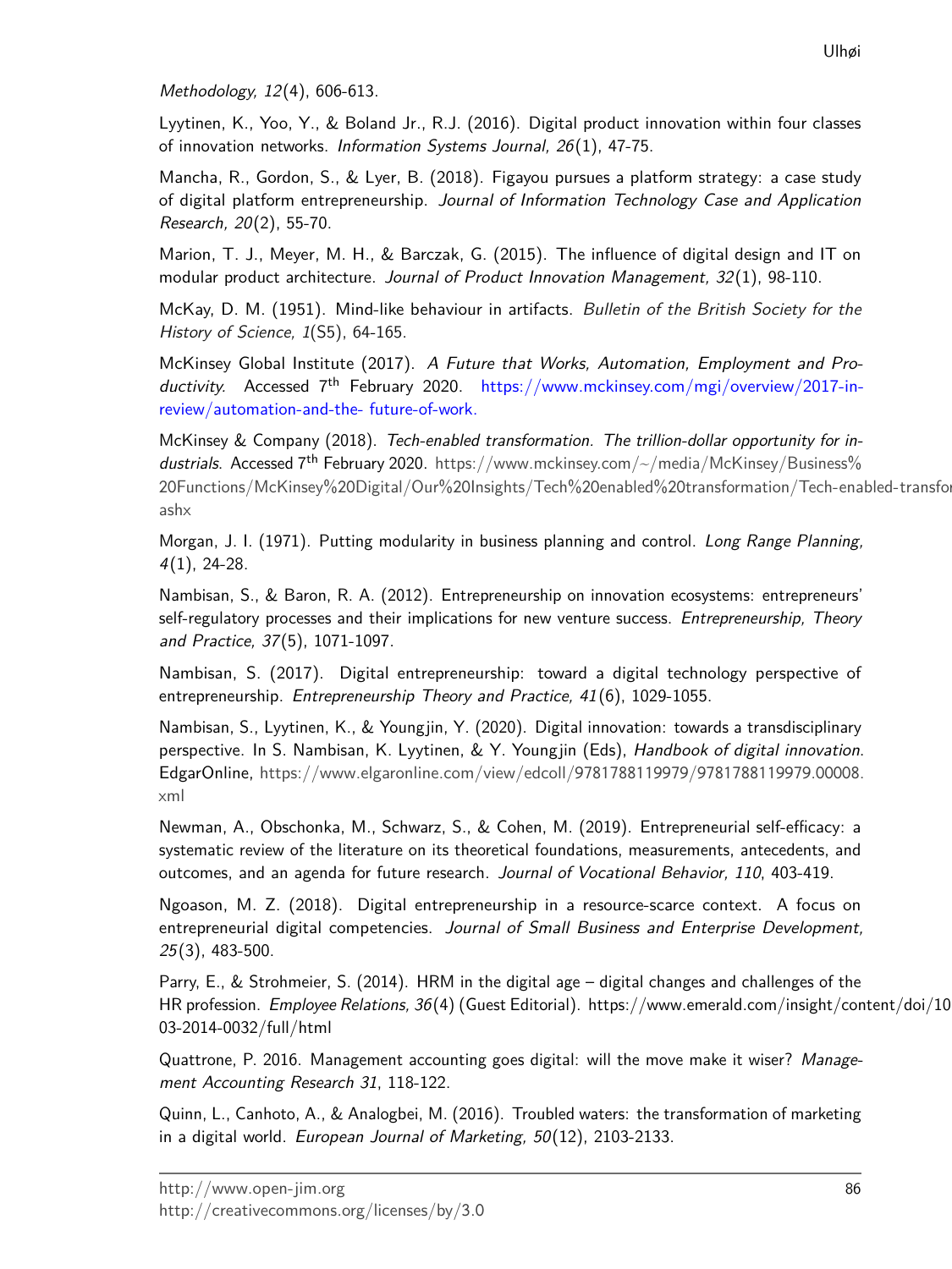*Methodology, 12*(4), 606-613.

Lyytinen, K., Yoo, Y., & Boland Jr., R.J. (2016). Digital product innovation within four classes of innovation networks. *Information Systems Journal, 26*(1), 47-75.

Mancha, R., Gordon, S., & Lyer, B. (2018). Figayou pursues a platform strategy: a case study of digital platform entrepreneurship. *Journal of Information Technology Case and Application Research, 20*(2), 55-70.

Marion, T. J., Meyer, M. H., & Barczak, G. (2015). The influence of digital design and IT on modular product architecture. *Journal of Product Innovation Management, 32*(1), 98-110.

McKay, D. M. (1951). Mind-like behaviour in artifacts. *Bulletin of the British Society for the History of Science, 1*(S5), 64-165.

McKinsey Global Institute (2017). *A Future that Works, Automation, Employment and Productivity*. Accessed 7th February 2020. https://www.mckinsey.com/mgi/overview/2017-in-review/automation-and-the- future-of-work.

McKinsey & Company (2018). *Tech-enabled transformation. The trillion-dollar opportunity for industrials*. Accessed 7th February 2020. https://www.mckinsey.com/~/media/McKinsey/Business%20Functions/McKinsey%20Digital/Our%20Insights/Tech%20enabled%20transformation/Tech-enabled-transfor ashx

Morgan, J. I. (1971). Putting modularity in business planning and control. *Long Range Planning, 4*(1), 24-28.

Nambisan, S., & Baron, R. A. (2012). Entrepreneurship on innovation ecosystems: entrepreneurs' self-regulatory processes and their implications for new venture success. *Entrepreneurship, Theory and Practice, 37*(5), 1071-1097.

Nambisan, S. (2017). Digital entrepreneurship: toward a digital technology perspective of entrepreneurship. *Entrepreneurship Theory and Practice, 41*(6), 1029-1055.

Nambisan, S., Lyytinen, K., & Youngjin, Y. (2020). Digital innovation: towards a transdisciplinary perspective. In S. Nambisan, K. Lyytinen, & Y. Youngjin (Eds), *Handbook of digital innovation*. EdgarOnline, https://www.elgaronline.com/view/edcoll/9781788119979/9781788119979.00008.xml

Newman, A., Obschonka, M., Schwarz, S., & Cohen, M. (2019). Entrepreneurial self-efficacy: a systematic review of the literature on its theoretical foundations, measurements, antecedents, and outcomes, and an agenda for future research. *Journal of Vocational Behavior, 110*, 403-419.

Ngoason, M. Z. (2018). Digital entrepreneurship in a resource-scarce context. A focus on entrepreneurial digital competencies. *Journal of Small Business and Enterprise Development, 25*(3), 483-500.

Parry, E., & Strohmeier, S. (2014). HRM in the digital age – digital changes and challenges of the HR profession. *Employee Relations, 36*(4) (Guest Editorial). https://www.emerald.com/insight/content/doi/10 03-2014-0032/full/html

Quattrone, P. 2016. Management accounting goes digital: will the move make it wiser? *Management Accounting Research 31*, 118-122.

Quinn, L., Canhoto, A., & Analogbei, M. (2016). Troubled waters: the transformation of marketing in a digital world. *European Journal of Marketing, 50*(12), 2103-2133.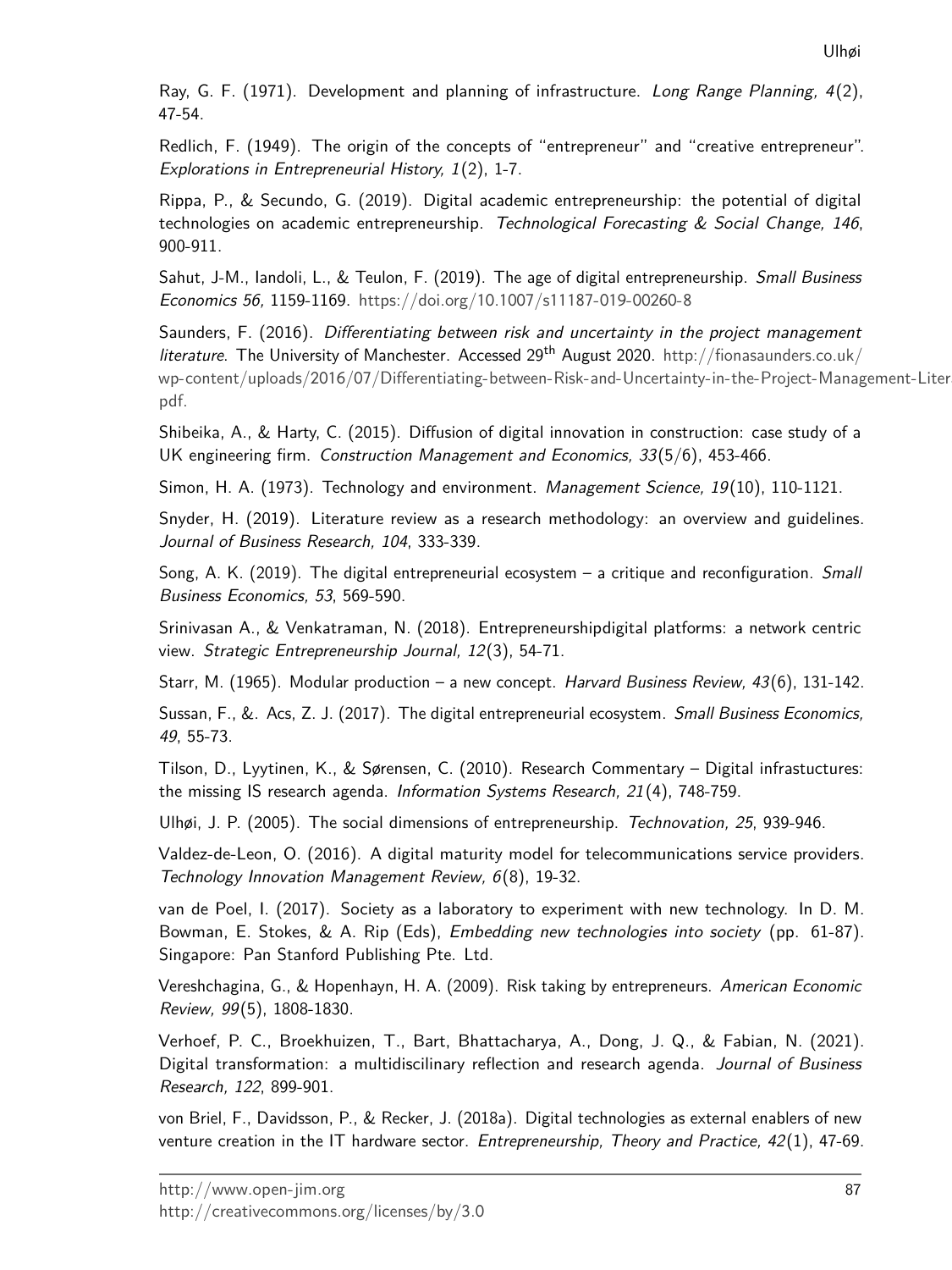Ray, G. F. (1971). Development and planning of infrastructure. *Long Range Planning, 4*(2), 47-54.

Redlich, F. (1949). The origin of the concepts of "entrepreneur" and "creative entrepreneur". *Explorations in Entrepreneurial History, 1*(2), 1-7.

Rippa, P., & Secundo, G. (2019). Digital academic entrepreneurship: the potential of digital technologies on academic entrepreneurship. *Technological Forecasting & Social Change, 146*, 900-911.

Sahut, J-M., Iandoli, L., & Teulon, F. (2019). The age of digital entrepreneurship. *Small Business Economics 56,* 1159-1169. https://doi.org/10.1007/s11187-019-00260-8

Saunders, F. (2016). *Differentiating between risk and uncertainty in the project management literature*. The University of Manchester. Accessed 29th August 2020. http://fionasaunders.co.uk/wp-content/uploads/2016/07/Differentiating-between-Risk-and-Uncertainty-in-the-Project-Management-Liter pdf.

Shibeika, A., & Harty, C. (2015). Diffusion of digital innovation in construction: case study of a UK engineering firm. *Construction Management and Economics, 33*(5/6), 453-466.

Simon, H. A. (1973). Technology and environment. *Management Science, 19*(10), 110-1121.

Snyder, H. (2019). Literature review as a research methodology: an overview and guidelines. *Journal of Business Research, 104*, 333-339.

Song, A. K. (2019). The digital entrepreneurial ecosystem – a critique and reconfiguration. *Small Business Economics, 53*, 569-590.

Srinivasan A., & Venkatraman, N. (2018). Entrepreneurshipdigital platforms: a network centric view. *Strategic Entrepreneurship Journal, 12*(3), 54-71.

Starr, M. (1965). Modular production – a new concept. *Harvard Business Review, 43*(6), 131-142.

Sussan, F., &. Acs, Z. J. (2017). The digital entrepreneurial ecosystem. *Small Business Economics, 49*, 55-73.

Tilson, D., Lyytinen, K., & Sørensen, C. (2010). Research Commentary – Digital infrastuctures: the missing IS research agenda. *Information Systems Research, 21*(4), 748-759.

Ulhøi, J. P. (2005). The social dimensions of entrepreneurship. *Technovation, 25*, 939-946.

Valdez-de-Leon, O. (2016). A digital maturity model for telecommunications service providers. *Technology Innovation Management Review, 6*(8), 19-32.

van de Poel, I. (2017). Society as a laboratory to experiment with new technology. In D. M. Bowman, E. Stokes, & A. Rip (Eds), *Embedding new technologies into society* (pp. 61-87). Singapore: Pan Stanford Publishing Pte. Ltd.

Vereshchagina, G., & Hopenhayn, H. A. (2009). Risk taking by entrepreneurs. *American Economic Review, 99*(5), 1808-1830.

Verhoef, P. C., Broekhuizen, T., Bart, Bhattacharya, A., Dong, J. Q., & Fabian, N. (2021). Digital transformation: a multidiscilinary reflection and research agenda. *Journal of Business Research, 122*, 899-901.

von Briel, F., Davidsson, P., & Recker, J. (2018a). Digital technologies as external enablers of new venture creation in the IT hardware sector. *Entrepreneurship, Theory and Practice, 42*(1), 47-69.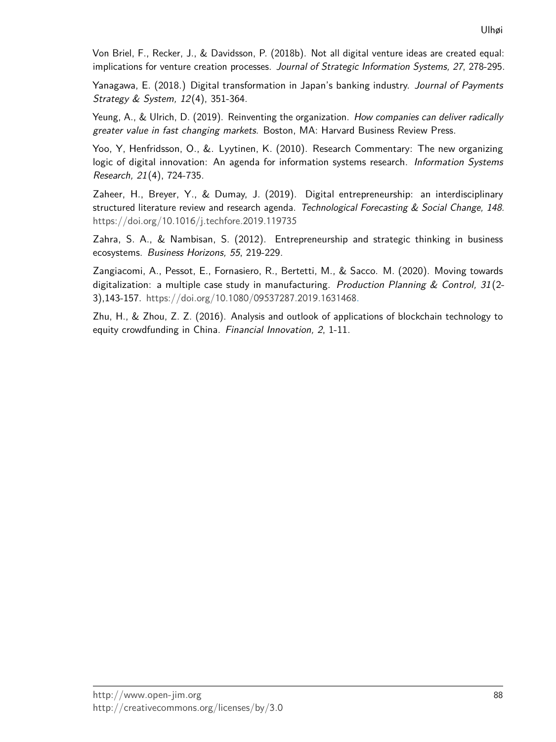Von Briel, F., Recker, J., & Davidsson, P. (2018b). Not all digital venture ideas are created equal: implications for venture creation processes. *Journal of Strategic Information Systems, 27*, 278-295.

Yanagawa, E. (2018.) Digital transformation in Japan's banking industry. *Journal of Payments Strategy & System, 12*(4), 351-364.

Yeung, A., & Ulrich, D. (2019). Reinventing the organization. *How companies can deliver radically greater value in fast changing markets.* Boston, MA: Harvard Business Review Press.

Yoo, Y, Henfridsson, O., &. Lyytinen, K. (2010). Research Commentary: The new organizing logic of digital innovation: An agenda for information systems research. *Information Systems Research, 21*(4), 724-735.

Zaheer, H., Breyer, Y., & Dumay, J. (2019). Digital entrepreneurship: an interdisciplinary structured literature review and research agenda. *Technological Forecasting & Social Change, 148.* https://doi.org/10.1016/j.techfore.2019.119735

Zahra, S. A., & Nambisan, S. (2012). Entrepreneurship and strategic thinking in business ecosystems. *Business Horizons, 55*, 219-229.

Zangiacomi, A., Pessot, E., Fornasiero, R., Bertetti, M., & Sacco. M. (2020). Moving towards digitalization: a multiple case study in manufacturing. *Production Planning & Control, 31*(2-3),143-157. https://doi.org/10.1080/09537287.2019.1631468.

Zhu, H., & Zhou, Z. Z. (2016). Analysis and outlook of applications of blockchain technology to equity crowdfunding in China. *Financial Innovation, 2*, 1-11.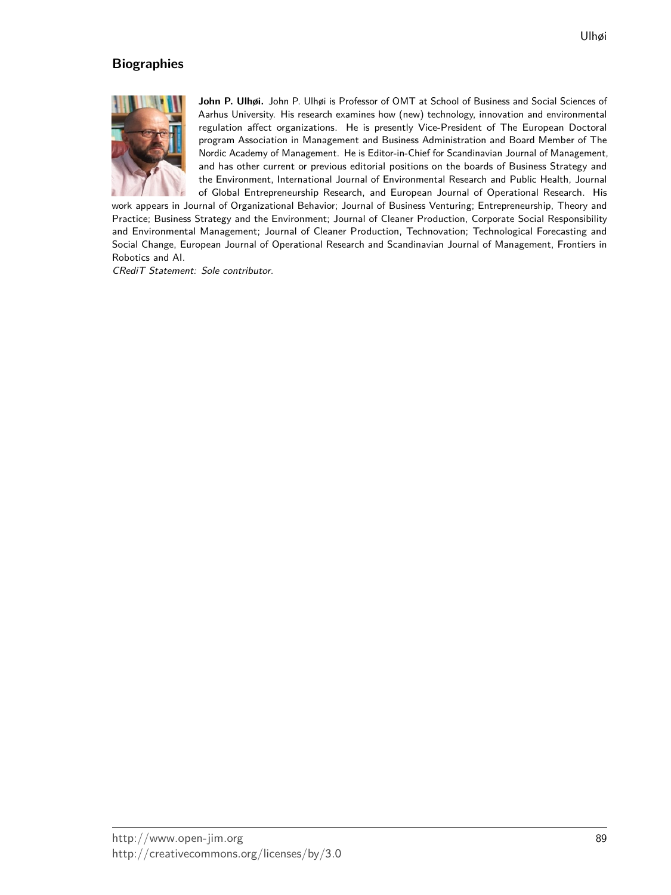## Biographies

**John P. Ulhøi.** John P. Ulhøi is Professor of OMT at School of Business and Social Sciences of Aarhus University. His research examines how (new) technology, innovation and environmental regulation affect organizations. He is presently Vice-President of The European Doctoral program Association in Management and Business Administration and Board Member of The Nordic Academy of Management. He is Editor-in-Chief for Scandinavian Journal of Management, and has other current or previous editorial positions on the boards of Business Strategy and the Environment, International Journal of Environmental Research and Public Health, Journal of Global Entrepreneurship Research, and European Journal of Operational Research. His work appears in Journal of Organizational Behavior; Journal of Business Venturing; Entrepreneurship, Theory and Practice; Business Strategy and the Environment; Journal of Cleaner Production, Corporate Social Responsibility and Environmental Management; Journal of Cleaner Production, Technovation; Technological Forecasting and Social Change, European Journal of Operational Research and Scandinavian Journal of Management, Frontiers in Robotics and AI.

*CRediT Statement: Sole contributor.*